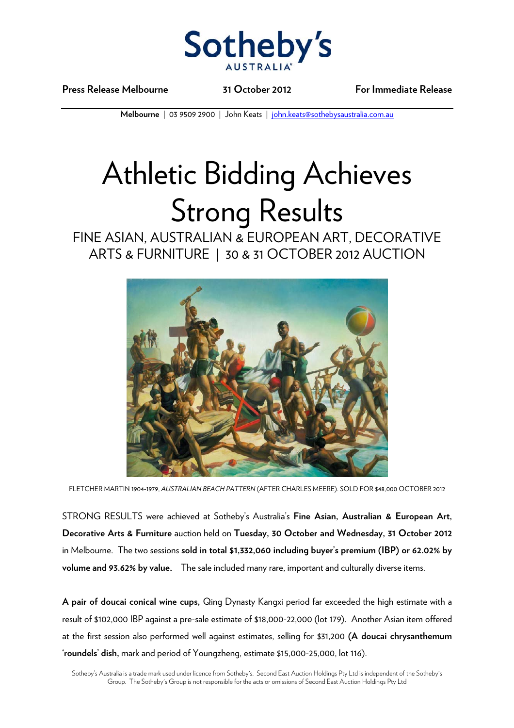Sotheby's AUSTRALIA

**Press Release Melbourne** **31 October 2012** **For Immediate Release**

**Melbourne** | 03 9509 2900 | John Keats | john.keats@sothebysaustralia.com.au

# Athletic Bidding Achieves Strong Results

## FINE ASIAN, AUSTRALIAN & EUROPEAN ART, DECORATIVE ARTS & FURNITURE | 30 & 31 OCTOBER 2012 AUCTION

FLETCHER MARTIN 1904-1979, *AUSTRALIAN BEACH PATTERN* (AFTER CHARLES MEERE). SOLD FOR $48,000 OCTOBER 2012

STRONG RESULTS were achieved at Sotheby's Australia's **Fine Asian, Australian & European Art, Decorative Arts & Furniture** auction held on **Tuesday, 30 October and Wednesday, 31 October 2012** in Melbourne. The two sessions **sold in total $1,332,060 including buyer's premium (IBP) or 62.02% by volume and 93.62% by value.** The sale included many rare, important and culturally diverse items.

**A pair of doucai conical wine cups**, Qing Dynasty Kangxi period far exceeded the high estimate with a result of $102,000 IBP against a pre-sale estimate of $18,000-22,000 (lot 179). Another Asian item offered at the first session also performed well against estimates, selling for $31,200 **(A doucai chrysanthemum 'roundels' dish,** mark and period of Youngzheng, estimate $15,000-25,000, lot 116).

Sotheby's Australia is a trade mark used under licence from Sotheby's. Second East Auction Holdings Pty Ltd is independent of the Sotheby's Group. The Sotheby's Group is not responsible for the acts or omissions of Second East Auction Holdings Pty Ltd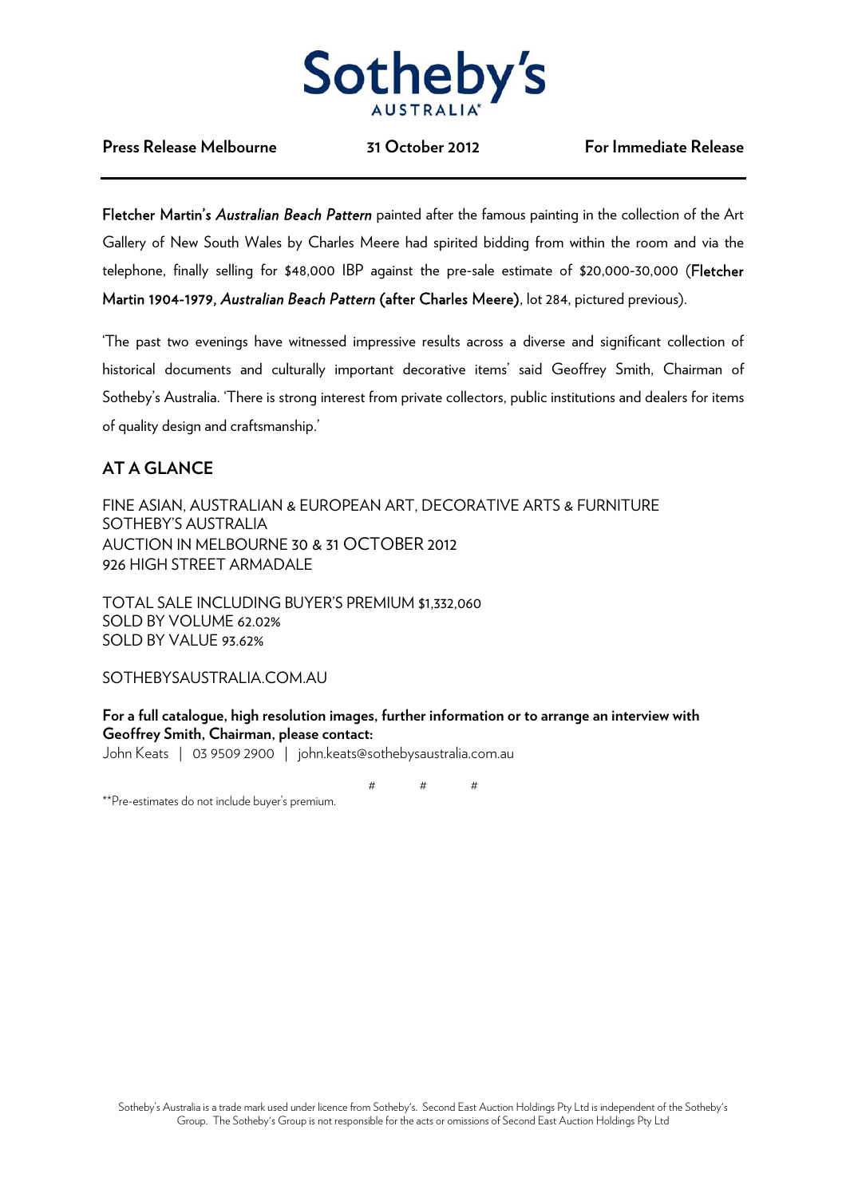**Press Release Melbourne** **31 October 2012** **For Immediate Release**

**Fletcher Martin's *Australian Beach Pattern*** painted after the famous painting in the collection of the Art Gallery of New South Wales by Charles Meere had spirited bidding from within the room and via the telephone, finally selling for $48,000 IBP against the pre-sale estimate of $20,000-30,000 (**Fletcher Martin 1904-1979, *Australian Beach Pattern* (after Charles Meere)**, lot 284, pictured previous).

'The past two evenings have witnessed impressive results across a diverse and significant collection of historical documents and culturally important decorative items' said Geoffrey Smith, Chairman of Sotheby's Australia. 'There is strong interest from private collectors, public institutions and dealers for items of quality design and craftsmanship.'

## AT A GLANCE

FINE ASIAN, AUSTRALIAN & EUROPEAN ART, DECORATIVE ARTS & FURNITURE
SOTHEBY'S AUSTRALIA
AUCTION IN MELBOURNE 30 & 31 OCTOBER 2012
926 HIGH STREET ARMADALE

TOTAL SALE INCLUDING BUYER'S PREMIUM $1,332,060
SOLD BY VOLUME 62.02%
SOLD BY VALUE 93.62%

SOTHEBYSAUSTRALIA.COM.AU

**For a full catalogue, high resolution images, further information or to arrange an interview with Geoffrey Smith, Chairman, please contact:**
John Keats | 03 9509 2900 | john.keats@sothebysaustralia.com.au

\# # #

**Pre-estimates do not include buyer's premium.

Sotheby's Australia is a trade mark used under licence from Sotheby's. Second East Auction Holdings Pty Ltd is independent of the Sotheby's Group. The Sotheby's Group is not responsible for the acts or omissions of Second East Auction Holdings Pty Ltd